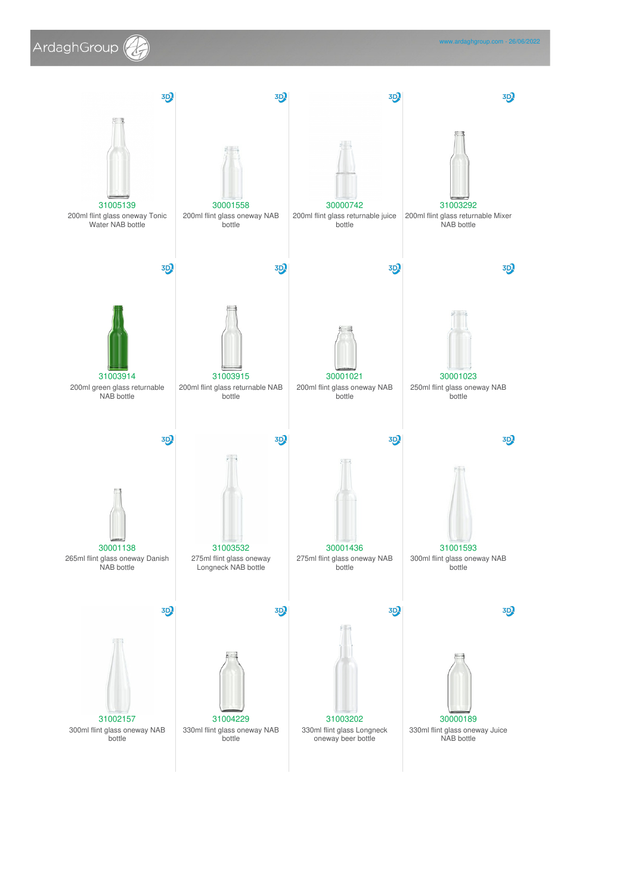31005139
200ml flint glass oneway Tonic Water NAB bottle

30001558
200ml flint glass oneway NAB bottle

30000742
200ml flint glass returnable juice bottle

31003292
200ml flint glass returnable Mixer NAB bottle

31003914
200ml green glass returnable NAB bottle

31003915
200ml flint glass returnable NAB bottle

30001021
200ml flint glass oneway NAB bottle

30001023
250ml flint glass oneway NAB bottle

30001138
265ml flint glass oneway Danish NAB bottle

31003532
275ml flint glass oneway Longneck NAB bottle

30001436
275ml flint glass oneway NAB bottle

31001593
300ml flint glass oneway NAB bottle

31002157
300ml flint glass oneway NAB bottle

31004229
330ml flint glass oneway NAB bottle

31003202
330ml flint glass Longneck oneway beer bottle

30000189
330ml flint glass oneway Juice NAB bottle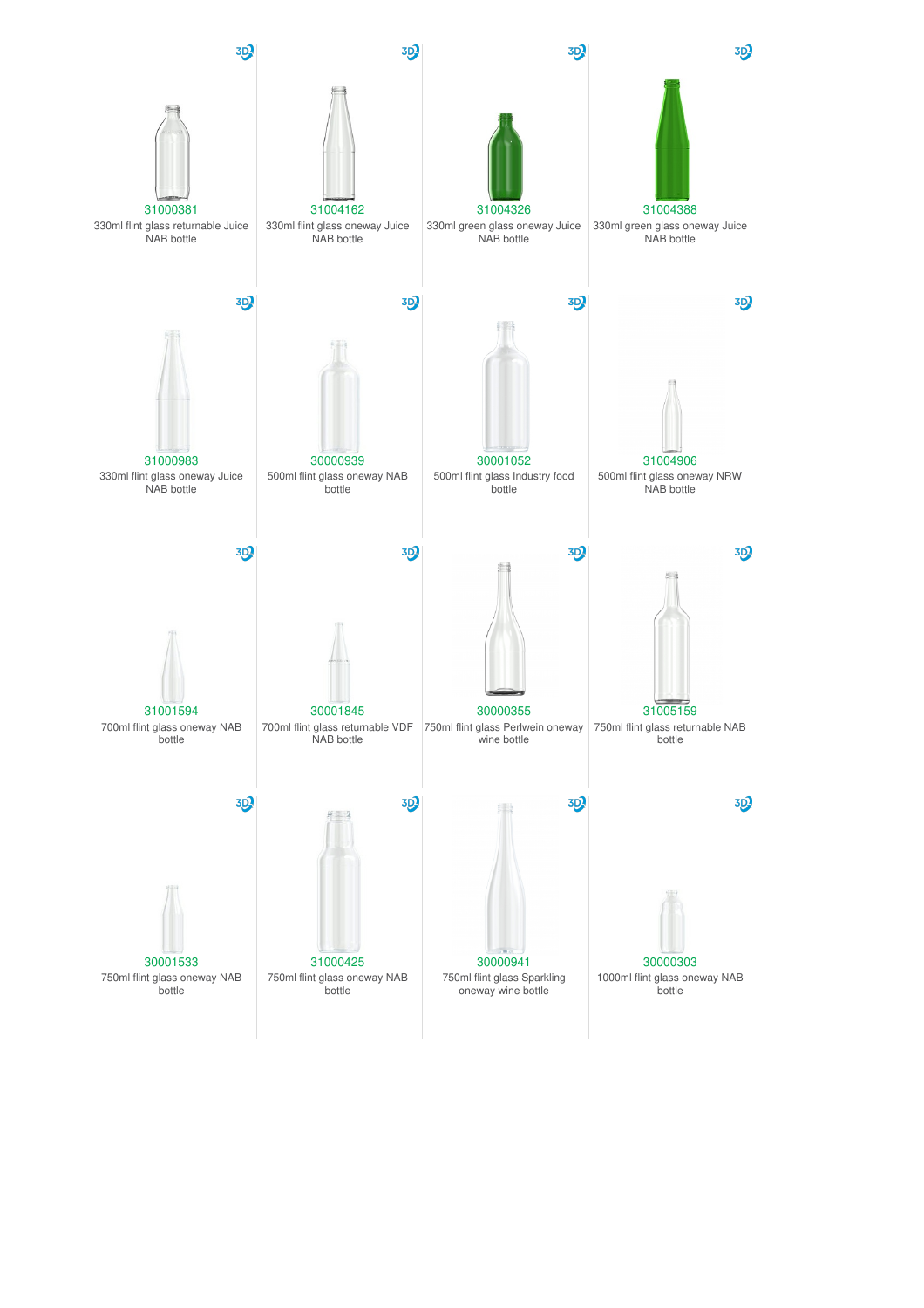31000381
330ml flint glass returnable Juice NAB bottle

31004162
330ml flint glass oneway Juice NAB bottle

31004326
330ml green glass oneway Juice NAB bottle

31004388
330ml green glass oneway Juice NAB bottle

31000983
330ml flint glass oneway Juice NAB bottle

30000939
500ml flint glass oneway NAB bottle

30001052
500ml flint glass Industry food bottle

31004906
500ml flint glass oneway NRW NAB bottle

31001594
700ml flint glass oneway NAB bottle

30001845
700ml flint glass returnable VDF NAB bottle

30000355
750ml flint glass Perlwein oneway wine bottle

31005159
750ml flint glass returnable NAB bottle

30001533
750ml flint glass oneway NAB bottle

31000425
750ml flint glass oneway NAB bottle

30000941
750ml flint glass Sparkling oneway wine bottle

30000303
1000ml flint glass oneway NAB bottle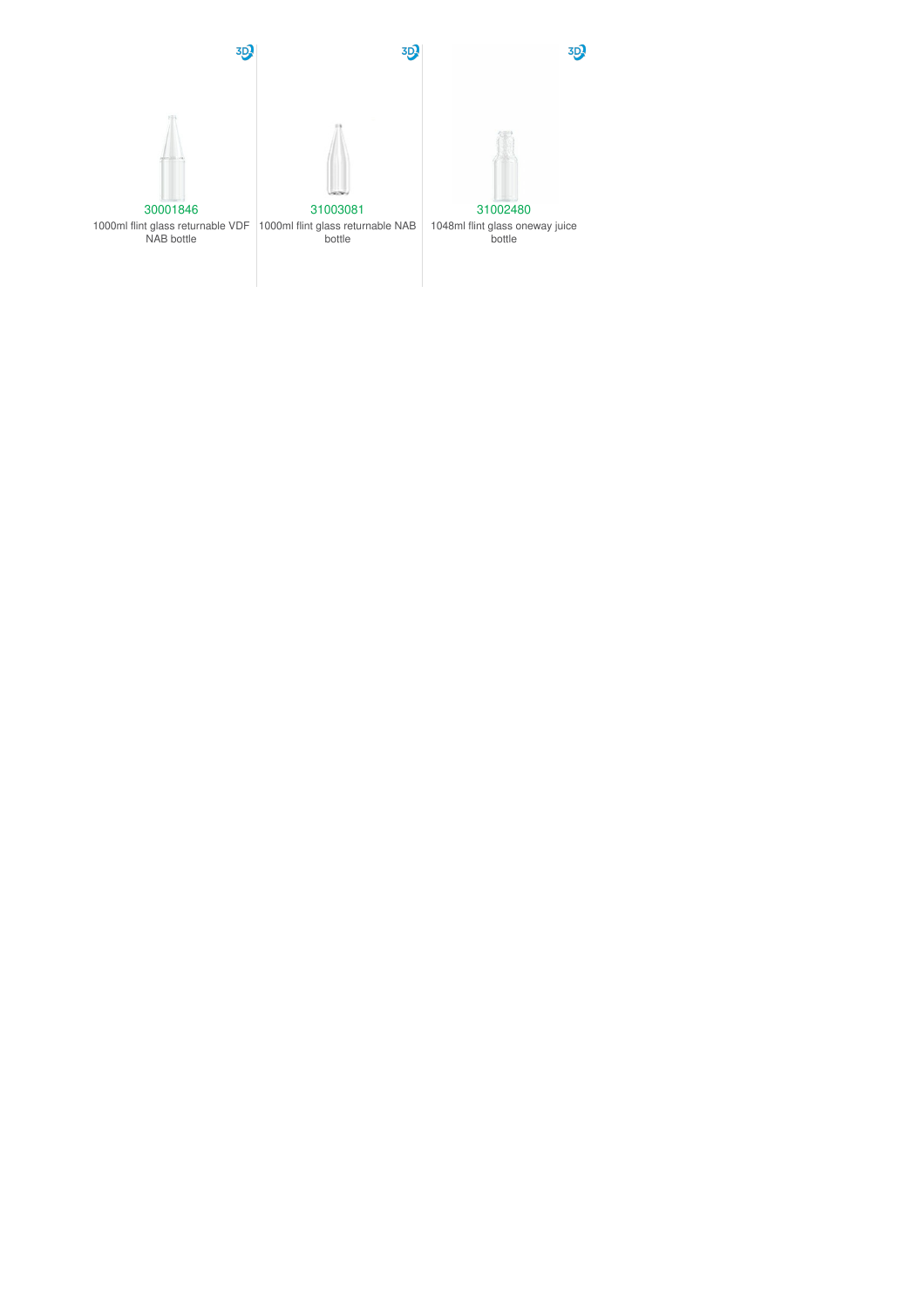30001846
1000ml flint glass returnable VDF NAB bottle

31003081
1000ml flint glass returnable NAB bottle

31002480
1048ml flint glass oneway juice bottle